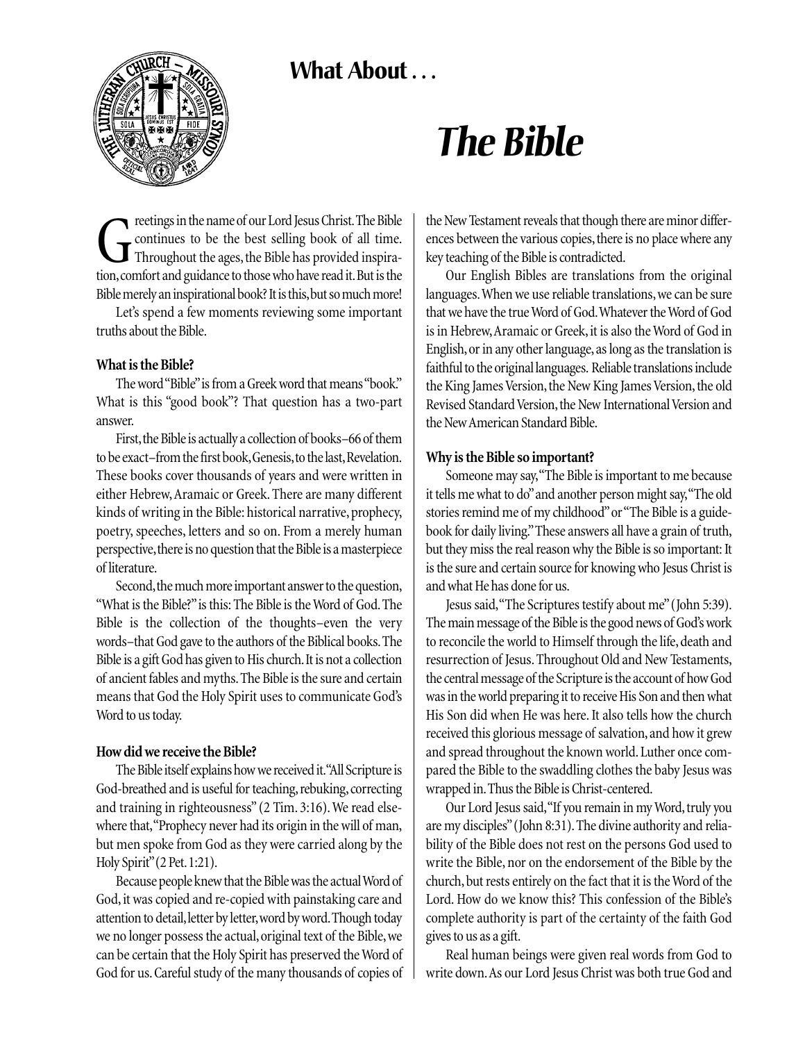## What About . . .

# *The Bible*

Greetings in the name of our Lord Jesus Christ. The Bible continues to be the best selling book of all time. Throughout the ages, the Bible has provided inspiration, comfort and guidance to those who have read it. But is the Bible merely an inspirational book? It is this, but so much more!

Let's spend a few moments reviewing some important truths about the Bible.

**What is the Bible?**

The word "Bible" is from a Greek word that means "book." What is this "good book"? That question has a two-part answer.

First, the Bible is actually a collection of books–66 of them to be exact–from the first book, Genesis, to the last, Revelation. These books cover thousands of years and were written in either Hebrew, Aramaic or Greek. There are many different kinds of writing in the Bible: historical narrative, prophecy, poetry, speeches, letters and so on. From a merely human perspective, there is no question that the Bible is a masterpiece of literature.

Second, the much more important answer to the question, "What is the Bible?" is this: The Bible is the Word of God. The Bible is the collection of the thoughts–even the very words–that God gave to the authors of the Biblical books. The Bible is a gift God has given to His church. It is not a collection of ancient fables and myths. The Bible is the sure and certain means that God the Holy Spirit uses to communicate God's Word to us today.

**How did we receive the Bible?**

The Bible itself explains how we received it. "All Scripture is God-breathed and is useful for teaching, rebuking, correcting and training in righteousness" (2 Tim. 3:16). We read elsewhere that, "Prophecy never had its origin in the will of man, but men spoke from God as they were carried along by the Holy Spirit" (2 Pet. 1:21).

Because people knew that the Bible was the actual Word of God, it was copied and re-copied with painstaking care and attention to detail, letter by letter, word by word. Though today we no longer possess the actual, original text of the Bible, we can be certain that the Holy Spirit has preserved the Word of God for us. Careful study of the many thousands of copies of the New Testament reveals that though there are minor differences between the various copies, there is no place where any key teaching of the Bible is contradicted.

Our English Bibles are translations from the original languages. When we use reliable translations, we can be sure that we have the true Word of God. Whatever the Word of God is in Hebrew, Aramaic or Greek, it is also the Word of God in English, or in any other language, as long as the translation is faithful to the original languages. Reliable translations include the King James Version, the New King James Version, the old Revised Standard Version, the New International Version and the New American Standard Bible.

**Why is the Bible so important?**

Someone may say, "The Bible is important to me because it tells me what to do" and another person might say, "The old stories remind me of my childhood" or "The Bible is a guidebook for daily living." These answers all have a grain of truth, but they miss the real reason why the Bible is so important: It is the sure and certain source for knowing who Jesus Christ is and what He has done for us.

Jesus said, "The Scriptures testify about me" (John 5:39). The main message of the Bible is the good news of God's work to reconcile the world to Himself through the life, death and resurrection of Jesus. Throughout Old and New Testaments, the central message of the Scripture is the account of how God was in the world preparing it to receive His Son and then what His Son did when He was here. It also tells how the church received this glorious message of salvation, and how it grew and spread throughout the known world. Luther once compared the Bible to the swaddling clothes the baby Jesus was wrapped in. Thus the Bible is Christ-centered.

Our Lord Jesus said, "If you remain in my Word, truly you are my disciples" (John 8:31). The divine authority and reliability of the Bible does not rest on the persons God used to write the Bible, nor on the endorsement of the Bible by the church, but rests entirely on the fact that it is the Word of the Lord. How do we know this? This confession of the Bible's complete authority is part of the certainty of the faith God gives to us as a gift.

Real human beings were given real words from God to write down. As our Lord Jesus Christ was both true God and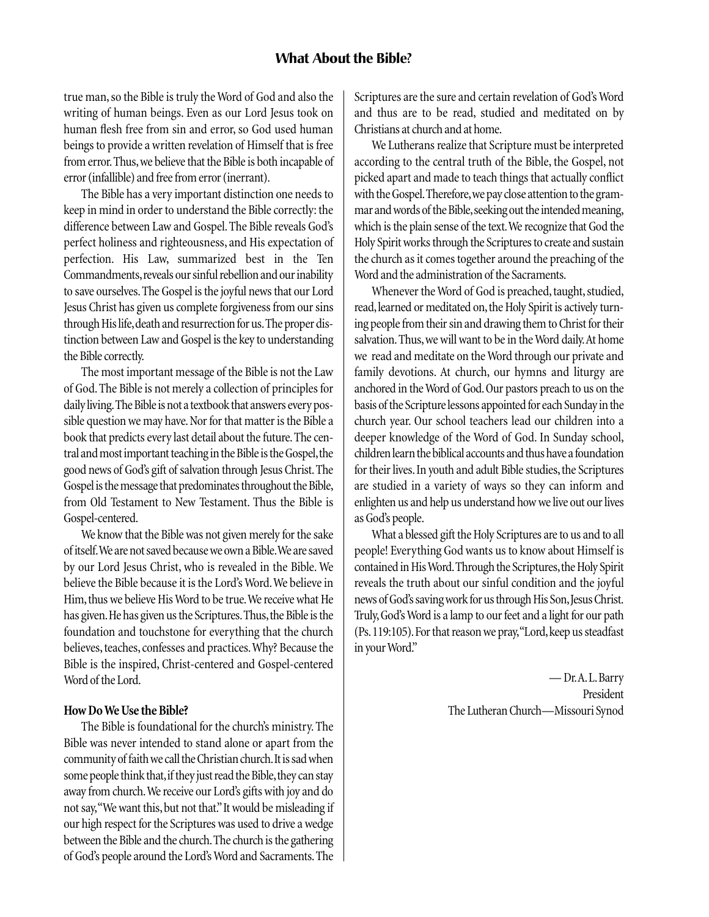true man, so the Bible is truly the Word of God and also the writing of human beings. Even as our Lord Jesus took on human flesh free from sin and error, so God used human beings to provide a written revelation of Himself that is free from error. Thus, we believe that the Bible is both incapable of error (infallible) and free from error (inerrant).

The Bible has a very important distinction one needs to keep in mind in order to understand the Bible correctly: the difference between Law and Gospel. The Bible reveals God's perfect holiness and righteousness, and His expectation of perfection. His Law, summarized best in the Ten Commandments, reveals our sinful rebellion and our inability to save ourselves. The Gospel is the joyful news that our Lord Jesus Christ has given us complete forgiveness from our sins through His life, death and resurrection for us. The proper distinction between Law and Gospel is the key to understanding the Bible correctly.

The most important message of the Bible is not the Law of God. The Bible is not merely a collection of principles for daily living. The Bible is not a textbook that answers every possible question we may have. Nor for that matter is the Bible a book that predicts every last detail about the future. The central and most important teaching in the Bible is the Gospel, the good news of God's gift of salvation through Jesus Christ. The Gospel is the message that predominates throughout the Bible, from Old Testament to New Testament. Thus the Bible is Gospel-centered.

We know that the Bible was not given merely for the sake of itself. We are not saved because we own a Bible. We are saved by our Lord Jesus Christ, who is revealed in the Bible. We believe the Bible because it is the Lord's Word. We believe in Him, thus we believe His Word to be true. We receive what He has given. He has given us the Scriptures. Thus, the Bible is the foundation and touchstone for everything that the church believes, teaches, confesses and practices. Why? Because the Bible is the inspired, Christ-centered and Gospel-centered Word of the Lord.

**How Do We Use the Bible?**

The Bible is foundational for the church's ministry. The Bible was never intended to stand alone or apart from the community of faith we call the Christian church. It is sad when some people think that, if they just read the Bible, they can stay away from church. We receive our Lord's gifts with joy and do not say, "We want this, but not that." It would be misleading if our high respect for the Scriptures was used to drive a wedge between the Bible and the church. The church is the gathering of God's people around the Lord's Word and Sacraments. The Scriptures are the sure and certain revelation of God's Word and thus are to be read, studied and meditated on by Christians at church and at home.

We Lutherans realize that Scripture must be interpreted according to the central truth of the Bible, the Gospel, not picked apart and made to teach things that actually conflict with the Gospel. Therefore, we pay close attention to the grammar and words of the Bible, seeking out the intended meaning, which is the plain sense of the text. We recognize that God the Holy Spirit works through the Scriptures to create and sustain the church as it comes together around the preaching of the Word and the administration of the Sacraments.

Whenever the Word of God is preached, taught, studied, read, learned or meditated on, the Holy Spirit is actively turning people from their sin and drawing them to Christ for their salvation. Thus, we will want to be in the Word daily. At home we read and meditate on the Word through our private and family devotions. At church, our hymns and liturgy are anchored in the Word of God. Our pastors preach to us on the basis of the Scripture lessons appointed for each Sunday in the church year. Our school teachers lead our children into a deeper knowledge of the Word of God. In Sunday school, children learn the biblical accounts and thus have a foundation for their lives. In youth and adult Bible studies, the Scriptures are studied in a variety of ways so they can inform and enlighten us and help us understand how we live out our lives as God's people.

What a blessed gift the Holy Scriptures are to us and to all people! Everything God wants us to know about Himself is contained in His Word. Through the Scriptures, the Holy Spirit reveals the truth about our sinful condition and the joyful news of God's saving work for us through His Son, Jesus Christ. Truly, God's Word is a lamp to our feet and a light for our path (Ps. 119:105). For that reason we pray, "Lord, keep us steadfast in your Word."

— Dr. A. L. Barry
President
The Lutheran Church—Missouri Synod